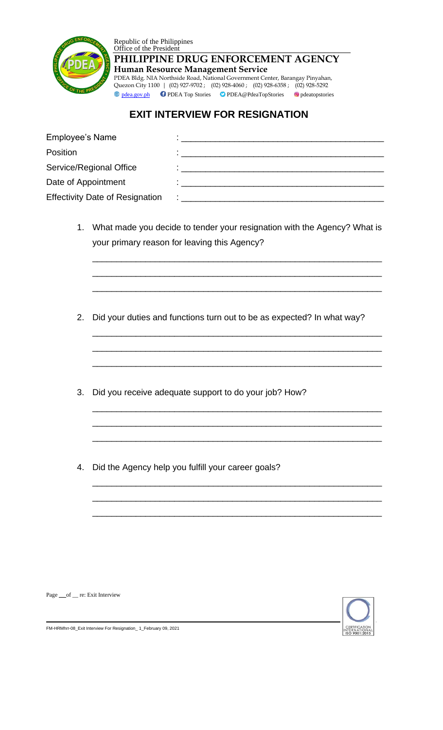Republic of the Philippines
Office of the President

**PHILIPPINE DRUG ENFORCEMENT AGENCY**

**Human Resource Management Service**

PDEA Bldg. NIA Northside Road, National Government Center, Barangay Pinyahan, Quezon City 1100 | (02) 927-9702 ; (02) 928-4060 ; (02) 928-6358 ; (02) 928-5292

pdea.gov.ph PDEA Top Stories PDEA@PdeaTopStories pdeatopstories

# EXIT INTERVIEW FOR RESIGNATION

Employee's Name : ______________________________

Position : ______________________________

Service/Regional Office : ______________________________

Date of Appointment : ______________________________

Effectivity Date of Resignation : ______________________________

1. What made you decide to tender your resignation with the Agency? What is your primary reason for leaving this Agency?

______________________________________________________________

______________________________________________________________

______________________________________________________________

2. Did your duties and functions turn out to be as expected? In what way?

______________________________________________________________

______________________________________________________________

______________________________________________________________

3. Did you receive adequate support to do your job? How?

______________________________________________________________

______________________________________________________________

______________________________________________________________

4. Did the Agency help you fulfill your career goals?

______________________________________________________________

______________________________________________________________

______________________________________________________________

Page __ of __ re: Exit Interview

FM-HRMhrr-08_Exit Interview For Resignation_ 1_February 09, 2021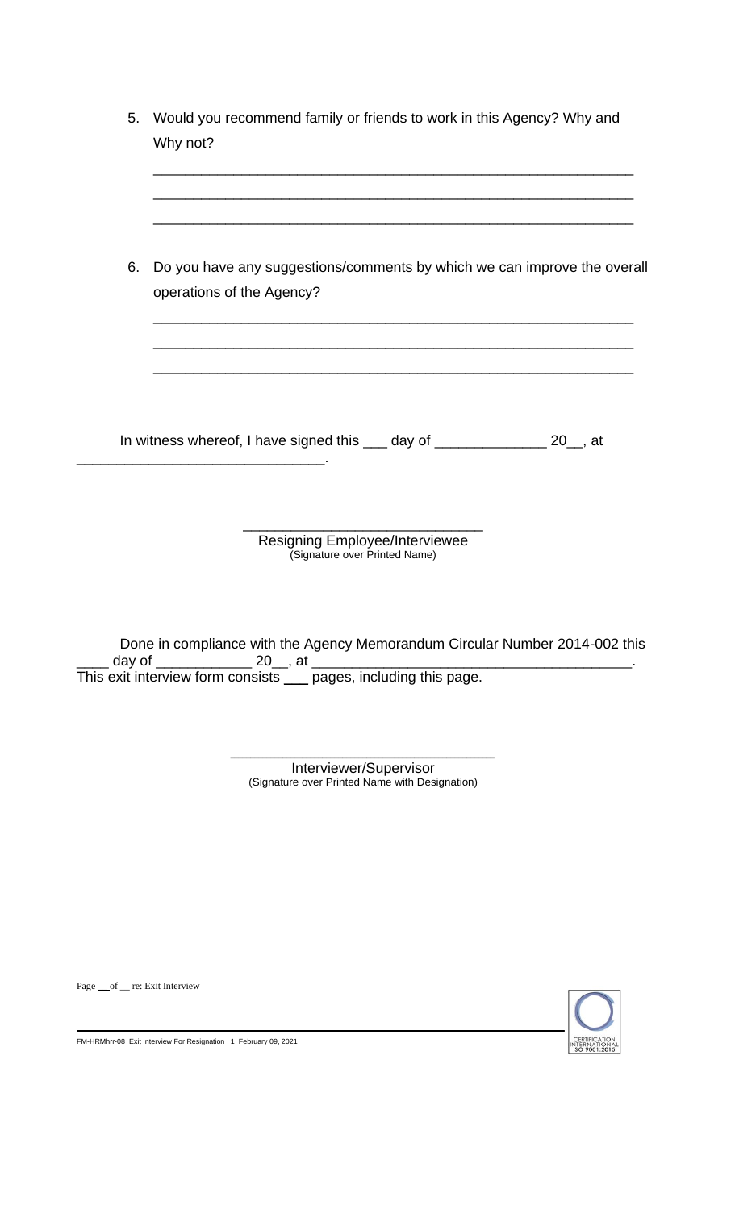5. Would you recommend family or friends to work in this Agency? Why and Why not?

   ______________________________________________________________

   ______________________________________________________________

   ______________________________________________________________

6. Do you have any suggestions/comments by which we can improve the overall operations of the Agency?

   ______________________________________________________________

   ______________________________________________________________

   ______________________________________________________________

In witness whereof, I have signed this ___ day of ______________ 20__, at _______________________________.

_____________________________

Resigning Employee/Interviewee
(Signature over Printed Name)

Done in compliance with the Agency Memorandum Circular Number 2014-002 this ____ day of ____________ 20__, at ________________________________________. This exit interview form consists ___ pages, including this page.

_____________________________

Interviewer/Supervisor
(Signature over Printed Name with Designation)

Page __of __ re: Exit Interview

FM-HRMhrr-08_Exit Interview For Resignation_ 1_February 09, 2021

CERTIFICATION INTERNATIONAL ISO 9001:2015